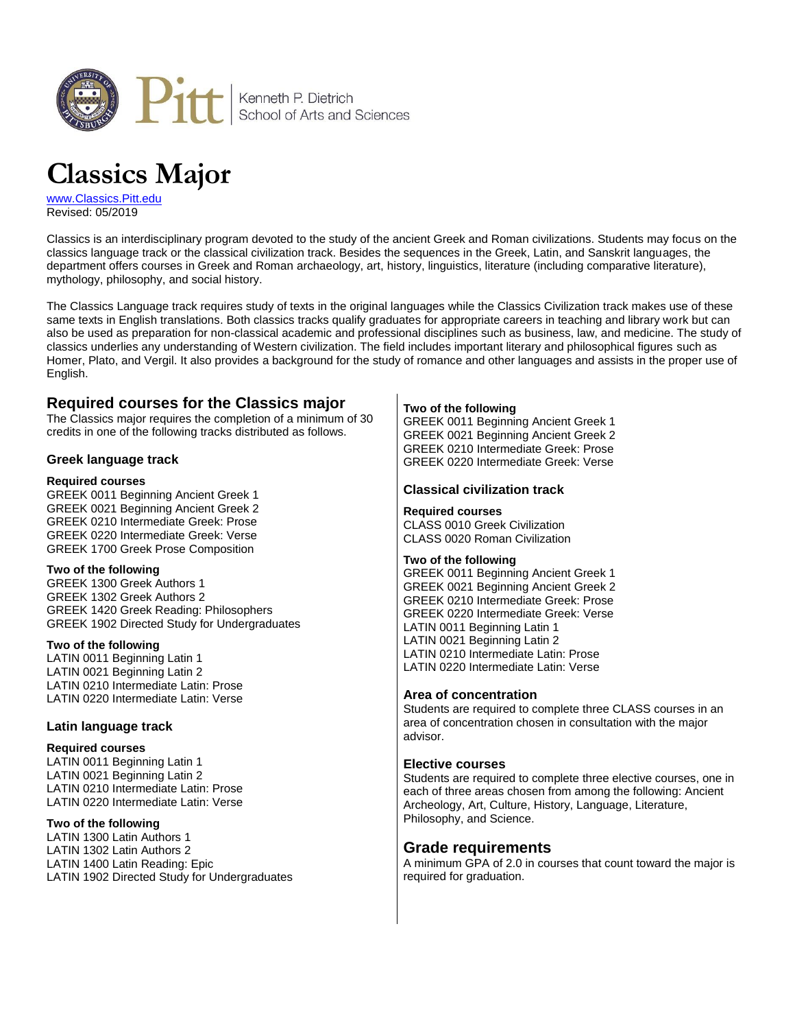Kenneth P. Dietrich School of Arts and Sciences

# Classics Major

www.Classics.Pitt.edu
Revised: 05/2019

Classics is an interdisciplinary program devoted to the study of the ancient Greek and Roman civilizations. Students may focus on the classics language track or the classical civilization track. Besides the sequences in the Greek, Latin, and Sanskrit languages, the department offers courses in Greek and Roman archaeology, art, history, linguistics, literature (including comparative literature), mythology, philosophy, and social history.

The Classics Language track requires study of texts in the original languages while the Classics Civilization track makes use of these same texts in English translations. Both classics tracks qualify graduates for appropriate careers in teaching and library work but can also be used as preparation for non-classical academic and professional disciplines such as business, law, and medicine. The study of classics underlies any understanding of Western civilization. The field includes important literary and philosophical figures such as Homer, Plato, and Vergil. It also provides a background for the study of romance and other languages and assists in the proper use of English.

## Required courses for the Classics major

The Classics major requires the completion of a minimum of 30 credits in one of the following tracks distributed as follows.

### Greek language track

**Required courses**
GREEK 0011 Beginning Ancient Greek 1
GREEK 0021 Beginning Ancient Greek 2
GREEK 0210 Intermediate Greek: Prose
GREEK 0220 Intermediate Greek: Verse
GREEK 1700 Greek Prose Composition

**Two of the following**
GREEK 1300 Greek Authors 1
GREEK 1302 Greek Authors 2
GREEK 1420 Greek Reading: Philosophers
GREEK 1902 Directed Study for Undergraduates

**Two of the following**
LATIN 0011 Beginning Latin 1
LATIN 0021 Beginning Latin 2
LATIN 0210 Intermediate Latin: Prose
LATIN 0220 Intermediate Latin: Verse

### Latin language track

**Required courses**
LATIN 0011 Beginning Latin 1
LATIN 0021 Beginning Latin 2
LATIN 0210 Intermediate Latin: Prose
LATIN 0220 Intermediate Latin: Verse

**Two of the following**
LATIN 1300 Latin Authors 1
LATIN 1302 Latin Authors 2
LATIN 1400 Latin Reading: Epic
LATIN 1902 Directed Study for Undergraduates

**Two of the following**
GREEK 0011 Beginning Ancient Greek 1
GREEK 0021 Beginning Ancient Greek 2
GREEK 0210 Intermediate Greek: Prose
GREEK 0220 Intermediate Greek: Verse

### Classical civilization track

**Required courses**
CLASS 0010 Greek Civilization
CLASS 0020 Roman Civilization

**Two of the following**
GREEK 0011 Beginning Ancient Greek 1
GREEK 0021 Beginning Ancient Greek 2
GREEK 0210 Intermediate Greek: Prose
GREEK 0220 Intermediate Greek: Verse
LATIN 0011 Beginning Latin 1
LATIN 0021 Beginning Latin 2
LATIN 0210 Intermediate Latin: Prose
LATIN 0220 Intermediate Latin: Verse

### Area of concentration

Students are required to complete three CLASS courses in an area of concentration chosen in consultation with the major advisor.

### Elective courses

Students are required to complete three elective courses, one in each of three areas chosen from among the following: Ancient Archeology, Art, Culture, History, Language, Literature, Philosophy, and Science.

## Grade requirements

A minimum GPA of 2.0 in courses that count toward the major is required for graduation.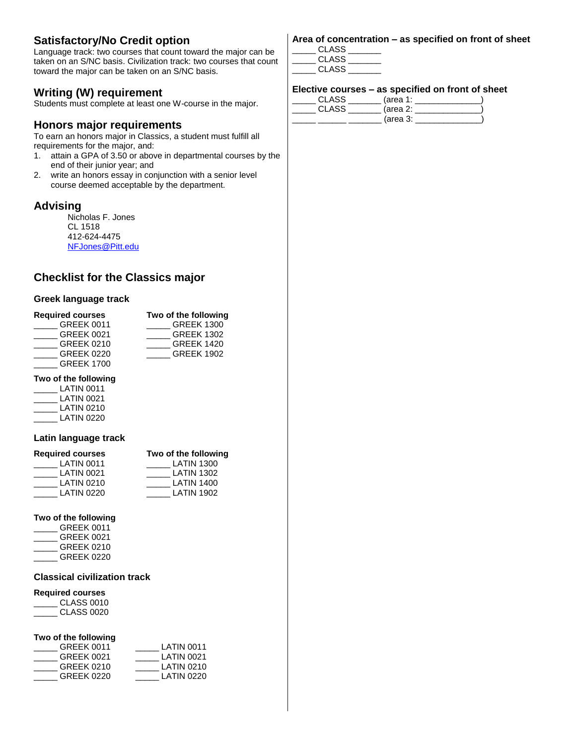## Satisfactory/No Credit option

Language track: two courses that count toward the major can be taken on an S/NC basis. Civilization track: two courses that count toward the major can be taken on an S/NC basis.

## Writing (W) requirement

Students must complete at least one W-course in the major.

## Honors major requirements

To earn an honors major in Classics, a student must fulfill all requirements for the major, and:

1. attain a GPA of 3.50 or above in departmental courses by the end of their junior year; and
2. write an honors essay in conjunction with a senior level course deemed acceptable by the department.

## Advising

Nicholas F. Jones
CL 1518
412-624-4475
NFJones@Pitt.edu

## Checklist for the Classics major

### Greek language track

**Required courses**

_____ GREEK 0011
_____ GREEK 0021
_____ GREEK 0210
_____ GREEK 0220
_____ GREEK 1700

**Two of the following**

_____ GREEK 1300
_____ GREEK 1302
_____ GREEK 1420
_____ GREEK 1902

**Two of the following**

_____ LATIN 0011
_____ LATIN 0021
_____ LATIN 0210
_____ LATIN 0220

### Latin language track

**Required courses**

_____ LATIN 0011
_____ LATIN 0021
_____ LATIN 0210
_____ LATIN 0220

**Two of the following**

_____ LATIN 1300
_____ LATIN 1302
_____ LATIN 1400
_____ LATIN 1902

**Two of the following**

_____ GREEK 0011
_____ GREEK 0021
_____ GREEK 0210
_____ GREEK 0220

### Classical civilization track

**Required courses**

_____ CLASS 0010
_____ CLASS 0020

**Two of the following**

_____ GREEK 0011
_____ GREEK 0021
_____ GREEK 0210
_____ GREEK 0220
_____ LATIN 0011
_____ LATIN 0021
_____ LATIN 0210
_____ LATIN 0220

**Area of concentration – as specified on front of sheet**

_____ CLASS _______
_____ CLASS _______
_____ CLASS _______

**Elective courses – as specified on front of sheet**

_____ CLASS _______ (area 1: ______________)
_____ CLASS _______ (area 2: ______________)
_____ ______ _______ (area 3: ______________)